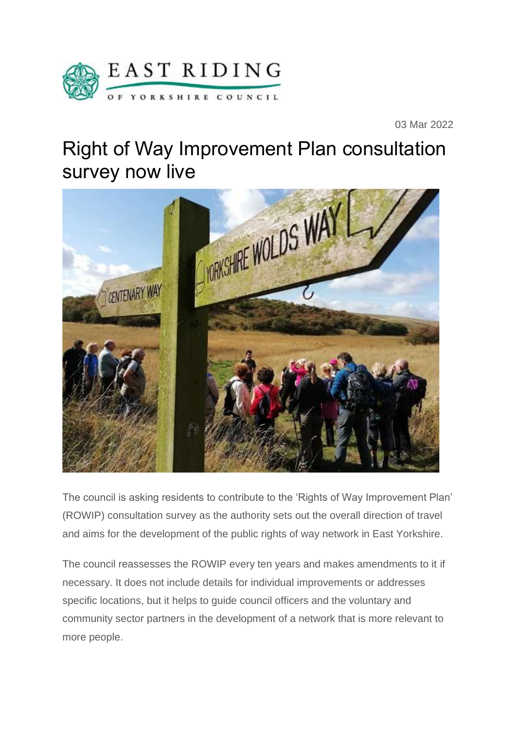EAST RIDING OF YORKSHIRE COUNCIL

03 Mar 2022

# Right of Way Improvement Plan consultation survey now live

The council is asking residents to contribute to the 'Rights of Way Improvement Plan' (ROWIP) consultation survey as the authority sets out the overall direction of travel and aims for the development of the public rights of way network in East Yorkshire.

The council reassesses the ROWIP every ten years and makes amendments to it if necessary. It does not include details for individual improvements or addresses specific locations, but it helps to guide council officers and the voluntary and community sector partners in the development of a network that is more relevant to more people.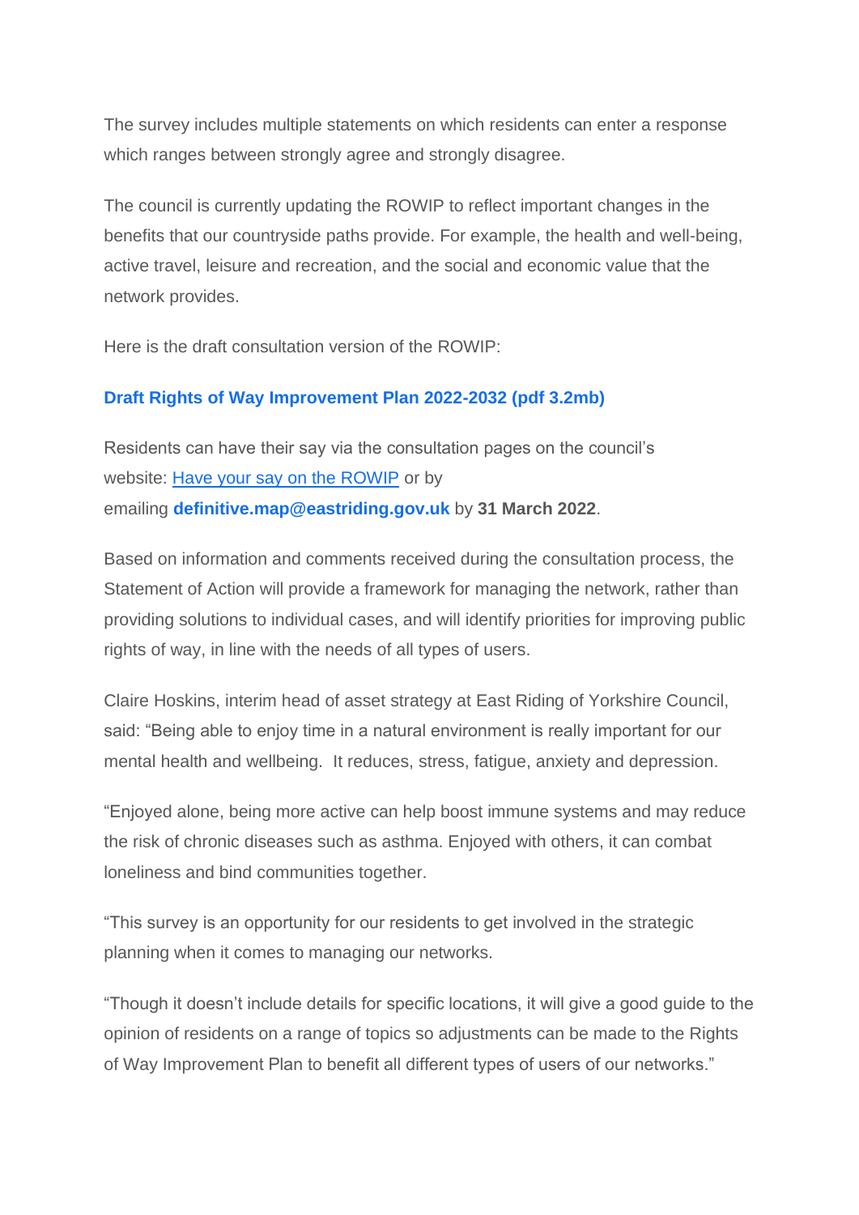The survey includes multiple statements on which residents can enter a response which ranges between strongly agree and strongly disagree.

The council is currently updating the ROWIP to reflect important changes in the benefits that our countryside paths provide. For example, the health and well-being, active travel, leisure and recreation, and the social and economic value that the network provides.

Here is the draft consultation version of the ROWIP:

**Draft Rights of Way Improvement Plan 2022-2032 (pdf 3.2mb)**

Residents can have their say via the consultation pages on the council's website: Have your say on the ROWIP or by emailing **definitive.map@eastriding.gov.uk** by **31 March 2022**.

Based on information and comments received during the consultation process, the Statement of Action will provide a framework for managing the network, rather than providing solutions to individual cases, and will identify priorities for improving public rights of way, in line with the needs of all types of users.

Claire Hoskins, interim head of asset strategy at East Riding of Yorkshire Council, said: "Being able to enjoy time in a natural environment is really important for our mental health and wellbeing.  It reduces, stress, fatigue, anxiety and depression.

"Enjoyed alone, being more active can help boost immune systems and may reduce the risk of chronic diseases such as asthma. Enjoyed with others, it can combat loneliness and bind communities together.

"This survey is an opportunity for our residents to get involved in the strategic planning when it comes to managing our networks.

"Though it doesn't include details for specific locations, it will give a good guide to the opinion of residents on a range of topics so adjustments can be made to the Rights of Way Improvement Plan to benefit all different types of users of our networks."